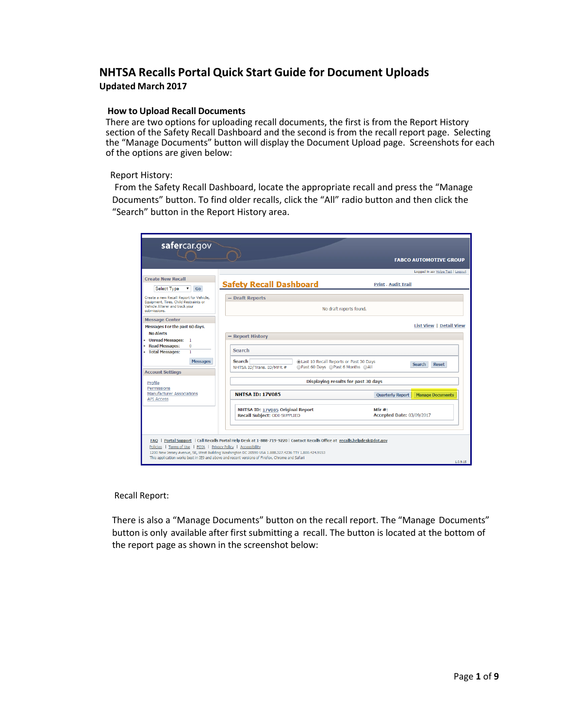# NHTSA Recalls Portal Quick Start Guide for Document Uploads

**Updated March 2017**

## How to Upload Recall Documents

There are two options for uploading recall documents, the first is from the Report History section of the Safety Recall Dashboard and the second is from the recall report page. Selecting the "Manage Documents" button will display the Document Upload page. Screenshots for each of the options are given below:

Report History:

From the Safety Recall Dashboard, locate the appropriate recall and press the "Manage Documents" button. To find older recalls, click the "All" radio button and then click the "Search" button in the Report History area.

Recall Report:

There is also a "Manage Documents" button on the recall report. The "Manage Documents" button is only available after first submitting a recall. The button is located at the bottom of the report page as shown in the screenshot below: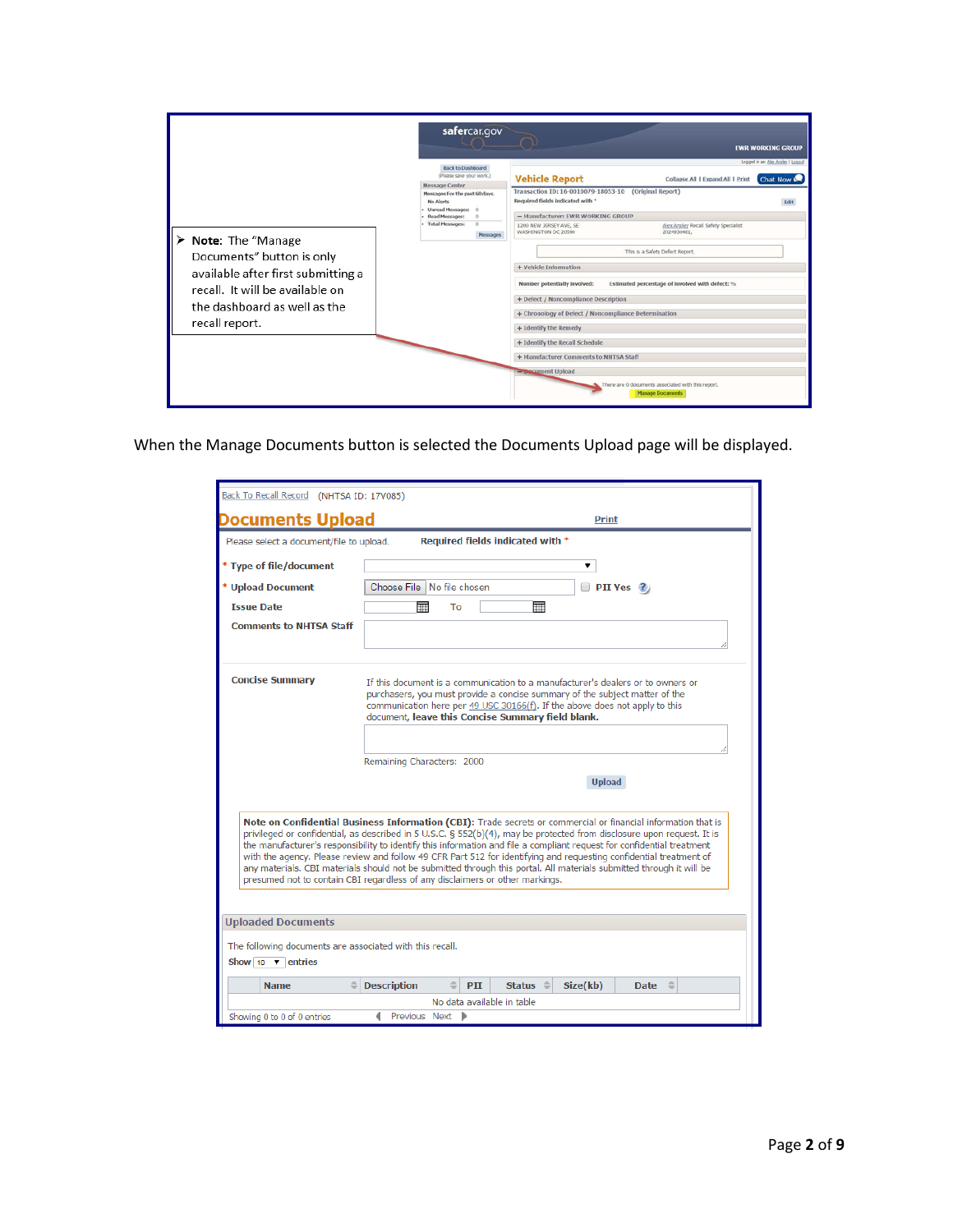➢ **Note:** The "Manage Documents" button is only available after first submitting a recall. It will be available on the dashboard as well as the recall report.

When the Manage Documents button is selected the Documents Upload page will be displayed.

Back To Recall Record (NHTSA ID: 17V085)

## Documents Upload

Print

Please select a document/file to upload. **Required fields indicated with** *

- \* **Type of file/document**
- \* **Upload Document** — Choose File No file chosen — PII Yes
- **Issue Date** — To
- **Comments to NHTSA Staff**

**Concise Summary**

If this document is a communication to a manufacturer's dealers or to owners or purchasers, you must provide a concise summary of the subject matter of the communication here per 49 USC 30166(f). If the above does not apply to this document, **leave this Concise Summary field blank.**

Remaining Characters: 2000

Upload

**Note on Confidential Business Information (CBI):** Trade secrets or commercial or financial information that is privileged or confidential, as described in 5 U.S.C. § 552(b)(4), may be protected from disclosure upon request. It is the manufacturer's responsibility to identify this information and file a compliant request for confidential treatment with the agency. Please review and follow 49 CFR Part 512 for identifying and requesting confidential treatment of any materials. CBI materials should not be submitted through this portal. All materials submitted through it will be presumed not to contain CBI regardless of any disclaimers or other markings.

**Uploaded Documents**

The following documents are associated with this recall.

Show 10 entries

| Name | Description | PII | Status | Size(kb) | Date |
|---|---|---|---|---|---|
| No data available in table | | | | | |

Showing 0 to 0 of 0 entries Previous Next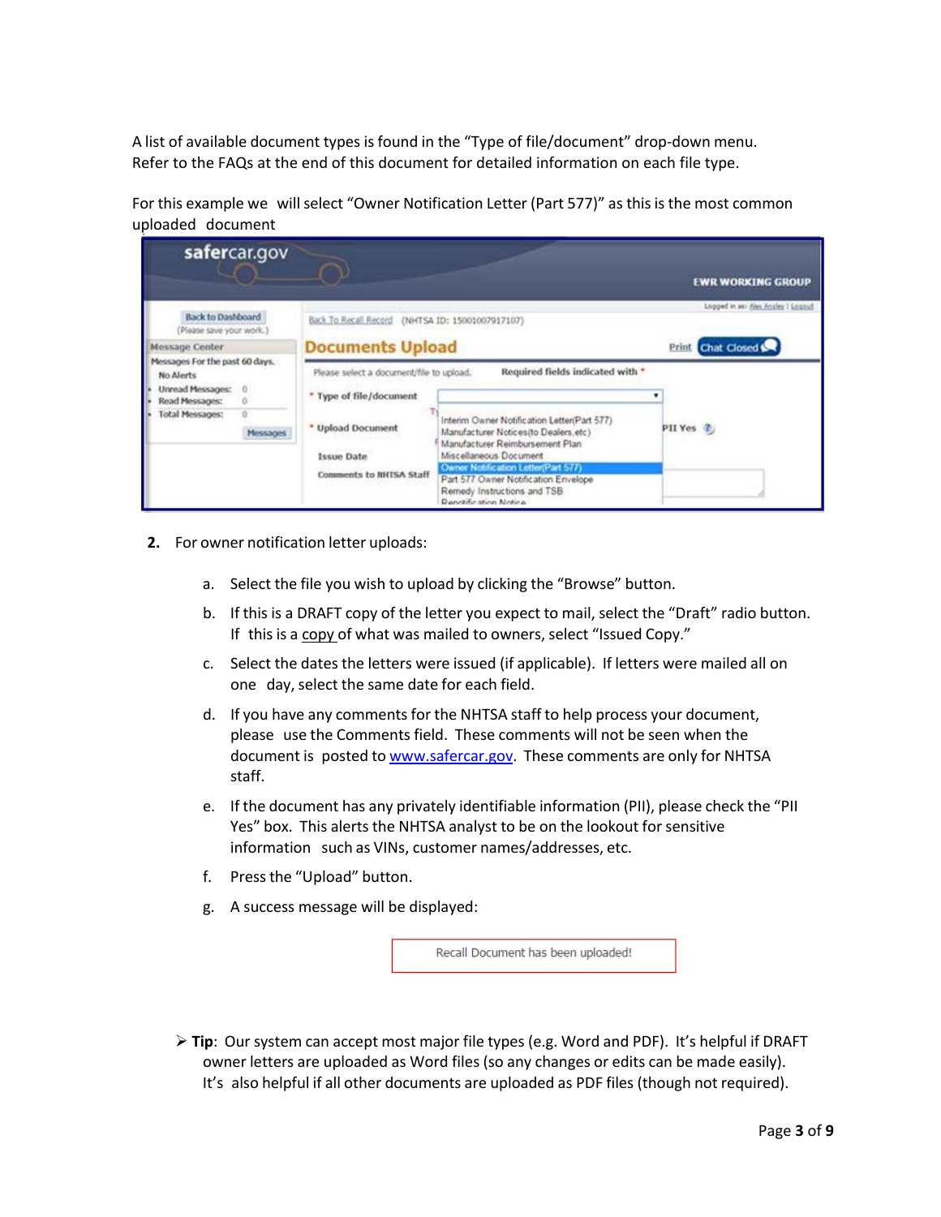A list of available document types is found in the "Type of file/document" drop-down menu. Refer to the FAQs at the end of this document for detailed information on each file type.

For this example we will select "Owner Notification Letter (Part 577)" as this is the most common uploaded document

2. For owner notification letter uploads:

   a. Select the file you wish to upload by clicking the "Browse" button.

   b. If this is a DRAFT copy of the letter you expect to mail, select the "Draft" radio button. If this is a copy of what was mailed to owners, select "Issued Copy."

   c. Select the dates the letters were issued (if applicable). If letters were mailed all on one day, select the same date for each field.

   d. If you have any comments for the NHTSA staff to help process your document, please use the Comments field. These comments will not be seen when the document is posted to www.safercar.gov. These comments are only for NHTSA staff.

   e. If the document has any privately identifiable information (PII), please check the "PII Yes" box. This alerts the NHTSA analyst to be on the lookout for sensitive information such as VINs, customer names/addresses, etc.

   f. Press the "Upload" button.

   g. A success message will be displayed:

Recall Document has been uploaded!

- **Tip**: Our system can accept most major file types (e.g. Word and PDF). It's helpful if DRAFT owner letters are uploaded as Word files (so any changes or edits can be made easily). It's also helpful if all other documents are uploaded as PDF files (though not required).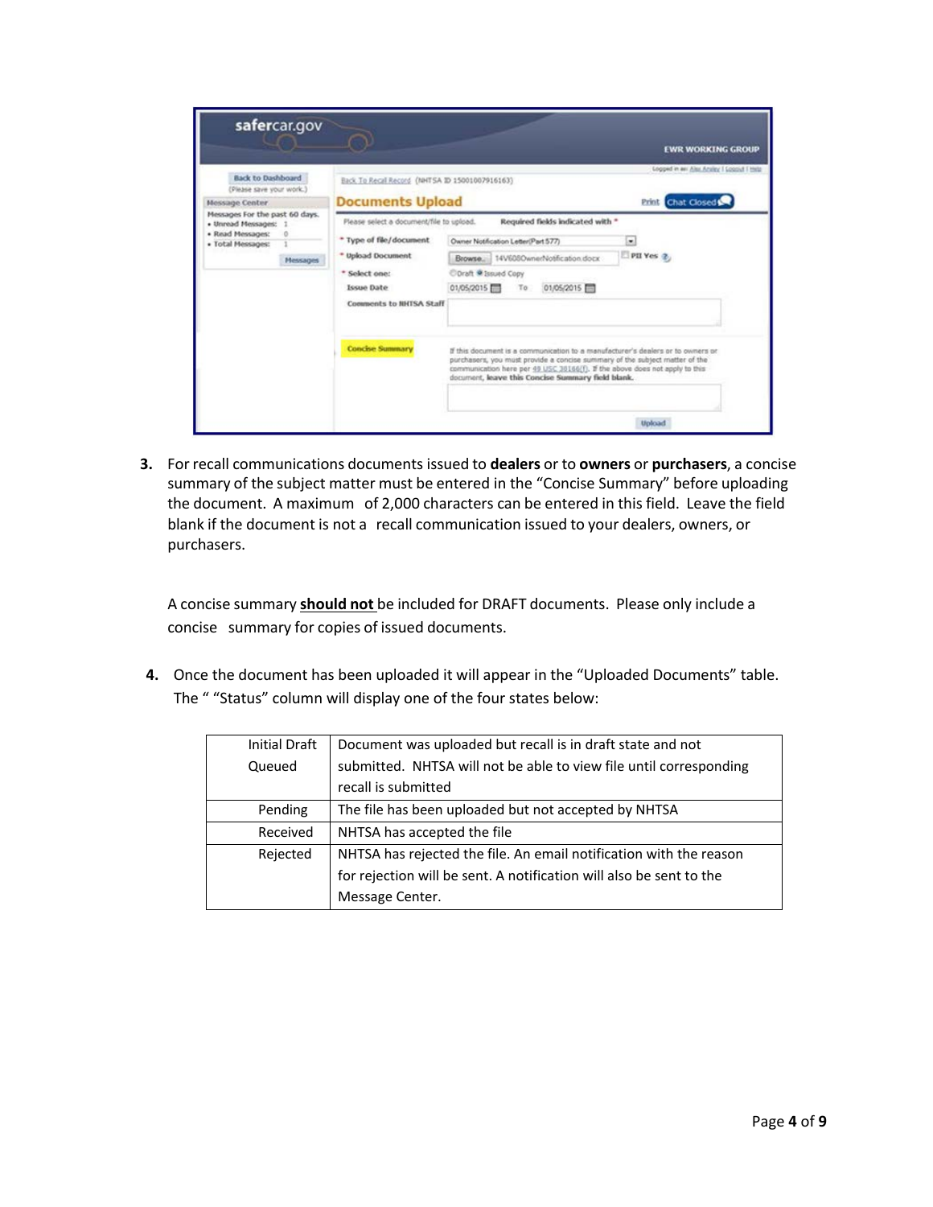3. For recall communications documents issued to **dealers** or to **owners** or **purchasers**, a concise summary of the subject matter must be entered in the "Concise Summary" before uploading the document. A maximum of 2,000 characters can be entered in this field. Leave the field blank if the document is not a recall communication issued to your dealers, owners, or purchasers.

   A concise summary **<u>should not</u>** be included for DRAFT documents. Please only include a concise summary for copies of issued documents.

4. Once the document has been uploaded it will appear in the "Uploaded Documents" table. The " "Status" column will display one of the four states below:

| | |
|---|---|
| Initial Draft Queued | Document was uploaded but recall is in draft state and not submitted. NHTSA will not be able to view file until corresponding recall is submitted |
| Pending | The file has been uploaded but not accepted by NHTSA |
| Received | NHTSA has accepted the file |
| Rejected | NHTSA has rejected the file. An email notification with the reason for rejection will be sent. A notification will also be sent to the Message Center. |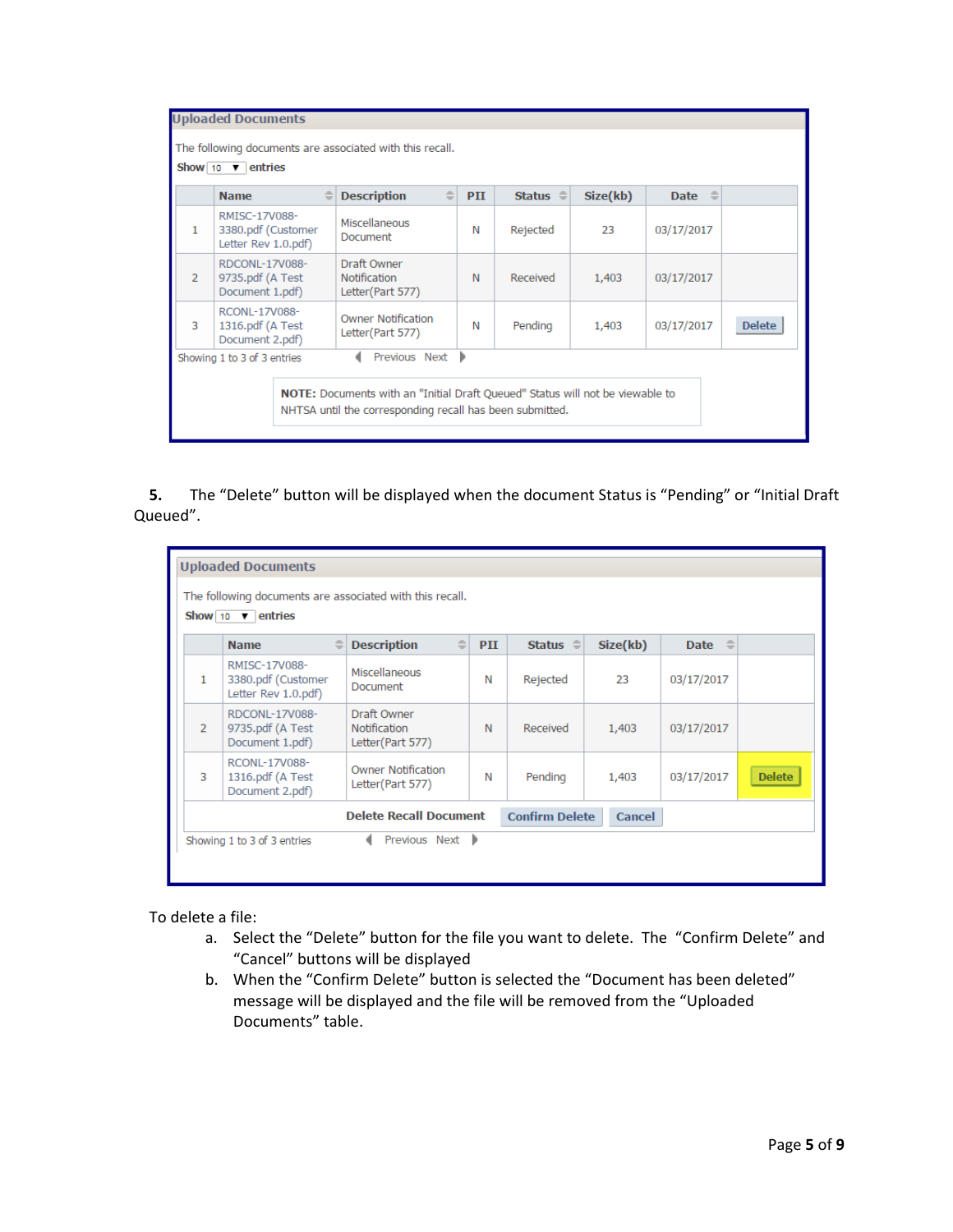**Uploaded Documents**

The following documents are associated with this recall.

Show 10 entries

| | Name | Description | PII | Status | Size(kb) | Date | |
|---|---|---|---|---|---|---|---|
| 1 | RMISC-17V088-3380.pdf (Customer Letter Rev 1.0.pdf) | Miscellaneous Document | N | Rejected | 23 | 03/17/2017 | |
| 2 | RDCONL-17V088-9735.pdf (A Test Document 1.pdf) | Draft Owner Notification Letter(Part 577) | N | Received | 1,403 | 03/17/2017 | |
| 3 | RCONL-17V088-1316.pdf (A Test Document 2.pdf) | Owner Notification Letter(Part 577) | N | Pending | 1,403 | 03/17/2017 | Delete |

Showing 1 to 3 of 3 entries   Previous Next

**NOTE:** Documents with an "Initial Draft Queued" Status will not be viewable to NHTSA until the corresponding recall has been submitted.

**5.** The "Delete" button will be displayed when the document Status is "Pending" or "Initial Draft Queued".

**Uploaded Documents**

The following documents are associated with this recall.

Show 10 entries

| | Name | Description | PII | Status | Size(kb) | Date | |
|---|---|---|---|---|---|---|---|
| 1 | RMISC-17V088-3380.pdf (Customer Letter Rev 1.0.pdf) | Miscellaneous Document | N | Rejected | 23 | 03/17/2017 | |
| 2 | RDCONL-17V088-9735.pdf (A Test Document 1.pdf) | Draft Owner Notification Letter(Part 577) | N | Received | 1,403 | 03/17/2017 | |
| 3 | RCONL-17V088-1316.pdf (A Test Document 2.pdf) | Owner Notification Letter(Part 577) | N | Pending | 1,403 | 03/17/2017 | Delete |

**Delete Recall Document**   Confirm Delete   Cancel

Showing 1 to 3 of 3 entries   Previous Next

To delete a file:

a. Select the "Delete" button for the file you want to delete. The "Confirm Delete" and "Cancel" buttons will be displayed
b. When the "Confirm Delete" button is selected the "Document has been deleted" message will be displayed and the file will be removed from the "Uploaded Documents" table.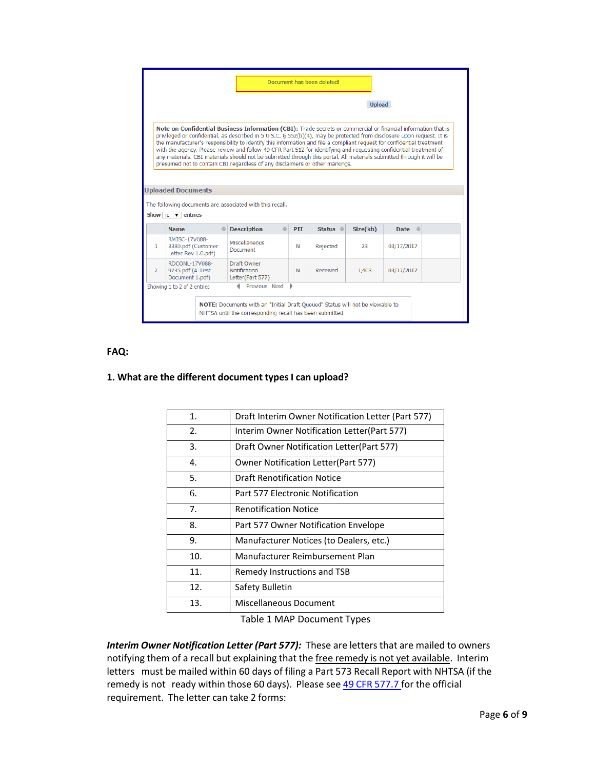**FAQ:**

**1. What are the different document types I can upload?**

| | |
|---|---|
| 1. | Draft Interim Owner Notification Letter (Part 577) |
| 2. | Interim Owner Notification Letter(Part 577) |
| 3. | Draft Owner Notification Letter(Part 577) |
| 4. | Owner Notification Letter(Part 577) |
| 5. | Draft Renotification Notice |
| 6. | Part 577 Electronic Notification |
| 7. | Renotification Notice |
| 8. | Part 577 Owner Notification Envelope |
| 9. | Manufacturer Notices (to Dealers, etc.) |
| 10. | Manufacturer Reimbursement Plan |
| 11. | Remedy Instructions and TSB |
| 12. | Safety Bulletin |
| 13. | Miscellaneous Document |

Table 1 MAP Document Types

***Interim Owner Notification Letter (Part 577):*** These are letters that are mailed to owners notifying them of a recall but explaining that the free remedy is not yet available. Interim letters must be mailed within 60 days of filing a Part 573 Recall Report with NHTSA (if the remedy is not ready within those 60 days). Please see [49 CFR 577.7](49 CFR 577.7) for the official requirement. The letter can take 2 forms: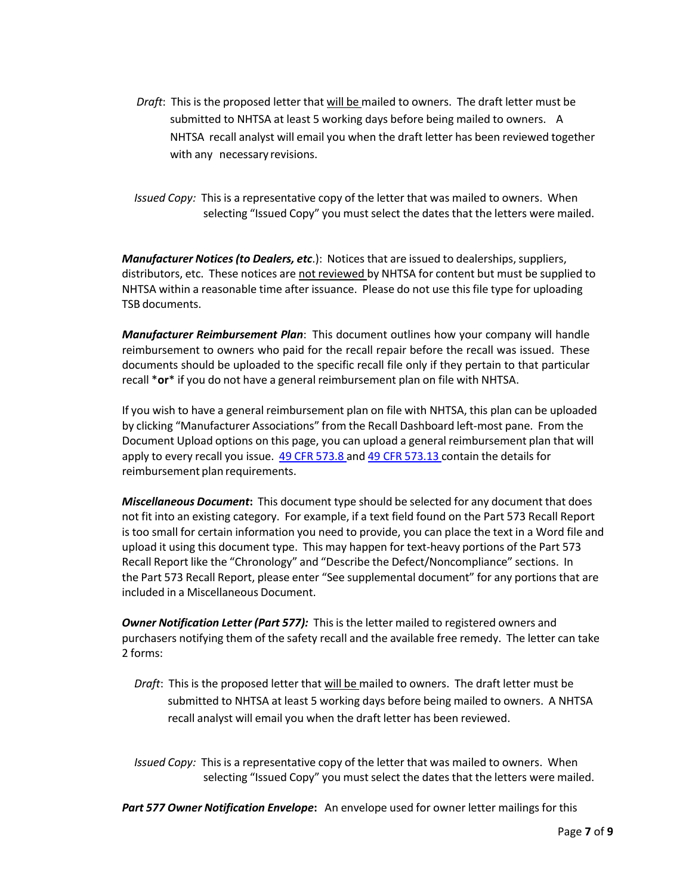*Draft*: This is the proposed letter that will be mailed to owners. The draft letter must be submitted to NHTSA at least 5 working days before being mailed to owners. A NHTSA recall analyst will email you when the draft letter has been reviewed together with any necessary revisions.

*Issued Copy:* This is a representative copy of the letter that was mailed to owners. When selecting "Issued Copy" you must select the dates that the letters were mailed.

***Manufacturer Notices (to Dealers, etc***.): Notices that are issued to dealerships, suppliers, distributors, etc. These notices are not reviewed by NHTSA for content but must be supplied to NHTSA within a reasonable time after issuance. Please do not use this file type for uploading TSB documents.

***Manufacturer Reimbursement Plan***: This document outlines how your company will handle reimbursement to owners who paid for the recall repair before the recall was issued. These documents should be uploaded to the specific recall file only if they pertain to that particular recall \***or**\* if you do not have a general reimbursement plan on file with NHTSA.

If you wish to have a general reimbursement plan on file with NHTSA, this plan can be uploaded by clicking "Manufacturer Associations" from the Recall Dashboard left-most pane. From the Document Upload options on this page, you can upload a general reimbursement plan that will apply to every recall you issue. 49 CFR 573.8 and 49 CFR 573.13 contain the details for reimbursement plan requirements.

***Miscellaneous Document*****:** This document type should be selected for any document that does not fit into an existing category. For example, if a text field found on the Part 573 Recall Report is too small for certain information you need to provide, you can place the text in a Word file and upload it using this document type. This may happen for text-heavy portions of the Part 573 Recall Report like the "Chronology" and "Describe the Defect/Noncompliance" sections. In the Part 573 Recall Report, please enter "See supplemental document" for any portions that are included in a Miscellaneous Document.

***Owner Notification Letter (Part 577):*** This is the letter mailed to registered owners and purchasers notifying them of the safety recall and the available free remedy. The letter can take 2 forms:

*Draft*: This is the proposed letter that will be mailed to owners. The draft letter must be submitted to NHTSA at least 5 working days before being mailed to owners. A NHTSA recall analyst will email you when the draft letter has been reviewed.

*Issued Copy:* This is a representative copy of the letter that was mailed to owners. When selecting "Issued Copy" you must select the dates that the letters were mailed.

***Part 577 Owner Notification Envelope*****:** An envelope used for owner letter mailings for this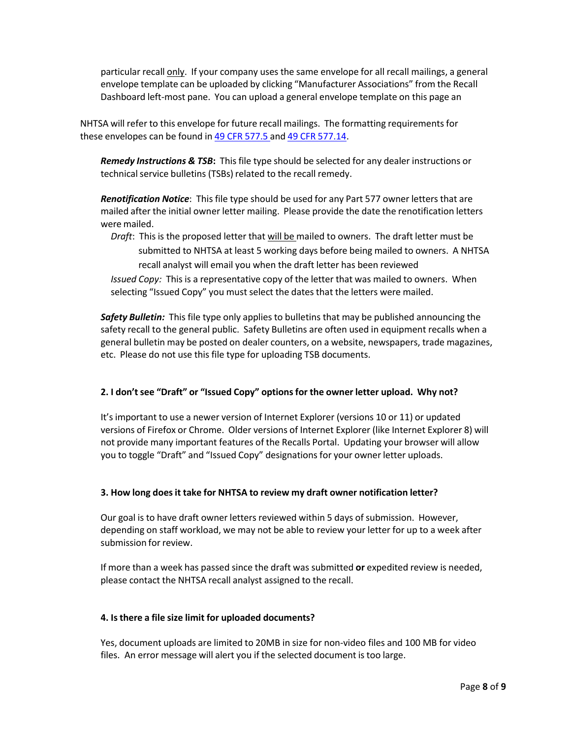particular recall only. If your company uses the same envelope for all recall mailings, a general envelope template can be uploaded by clicking "Manufacturer Associations" from the Recall Dashboard left-most pane. You can upload a general envelope template on this page an

NHTSA will refer to this envelope for future recall mailings. The formatting requirements for these envelopes can be found in [49 CFR 577.5](#) and [49 CFR 577.14](#).

***Remedy Instructions & TSB*:** This file type should be selected for any dealer instructions or technical service bulletins (TSBs) related to the recall remedy.

***Renotification Notice***: This file type should be used for any Part 577 owner letters that are mailed after the initial owner letter mailing. Please provide the date the renotification letters were mailed.

*Draft*: This is the proposed letter that will be mailed to owners. The draft letter must be submitted to NHTSA at least 5 working days before being mailed to owners. A NHTSA recall analyst will email you when the draft letter has been reviewed

*Issued Copy:* This is a representative copy of the letter that was mailed to owners. When selecting "Issued Copy" you must select the dates that the letters were mailed.

***Safety Bulletin:*** This file type only applies to bulletins that may be published announcing the safety recall to the general public. Safety Bulletins are often used in equipment recalls when a general bulletin may be posted on dealer counters, on a website, newspapers, trade magazines, etc. Please do not use this file type for uploading TSB documents.

**2. I don't see "Draft" or "Issued Copy" options for the owner letter upload. Why not?**

It's important to use a newer version of Internet Explorer (versions 10 or 11) or updated versions of Firefox or Chrome. Older versions of Internet Explorer (like Internet Explorer 8) will not provide many important features of the Recalls Portal. Updating your browser will allow you to toggle "Draft" and "Issued Copy" designations for your owner letter uploads.

**3. How long does it take for NHTSA to review my draft owner notification letter?**

Our goal is to have draft owner letters reviewed within 5 days of submission. However, depending on staff workload, we may not be able to review your letter for up to a week after submission for review.

If more than a week has passed since the draft was submitted **or** expedited review is needed, please contact the NHTSA recall analyst assigned to the recall.

**4. Is there a file size limit for uploaded documents?**

Yes, document uploads are limited to 20MB in size for non-video files and 100 MB for video files. An error message will alert you if the selected document is too large.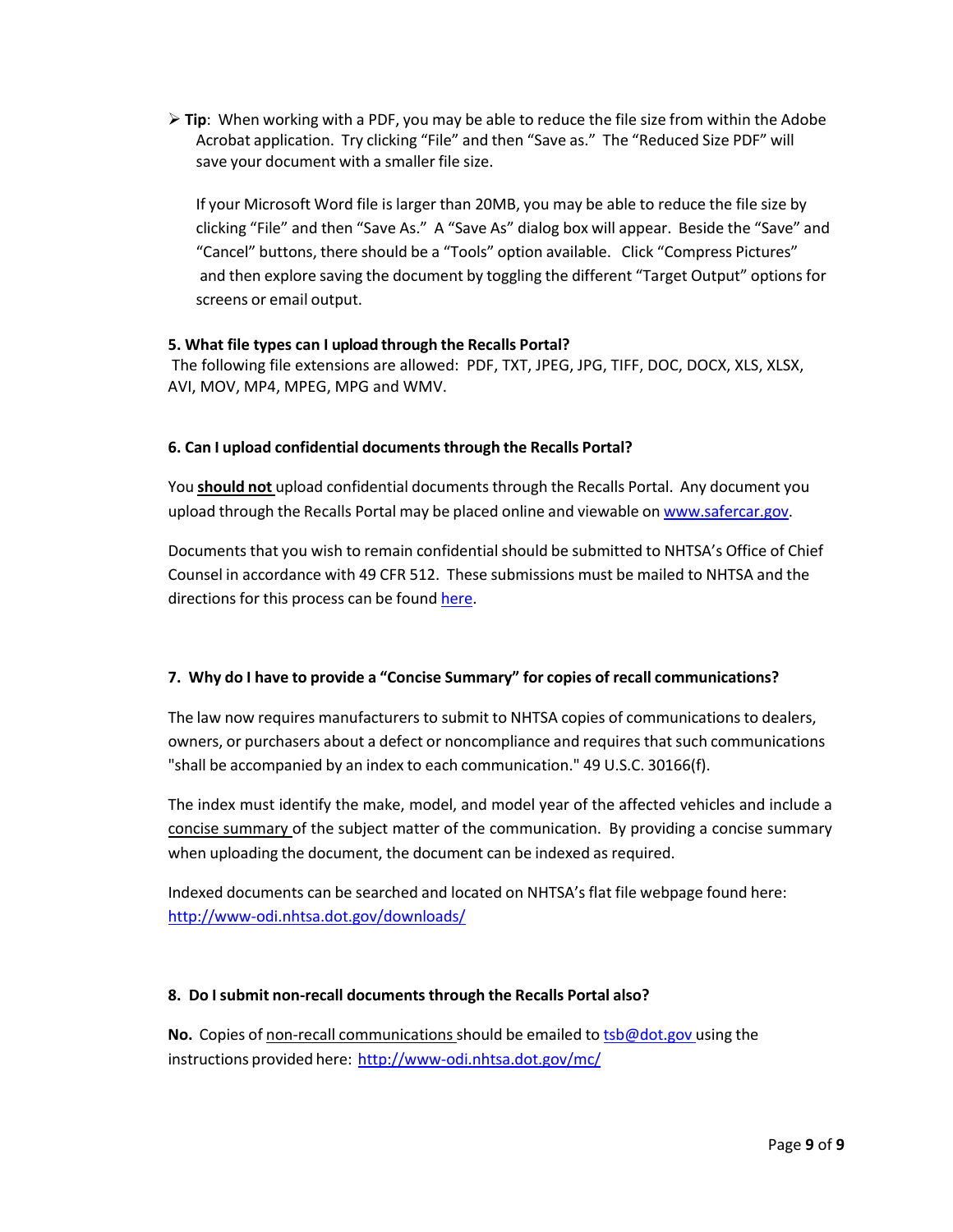- **Tip**: When working with a PDF, you may be able to reduce the file size from within the Adobe Acrobat application. Try clicking "File" and then "Save as." The "Reduced Size PDF" will save your document with a smaller file size.

  If your Microsoft Word file is larger than 20MB, you may be able to reduce the file size by clicking "File" and then "Save As." A "Save As" dialog box will appear. Beside the "Save" and "Cancel" buttons, there should be a "Tools" option available. Click "Compress Pictures" and then explore saving the document by toggling the different "Target Output" options for screens or email output.

**5. What file types can I upload through the Recalls Portal?**

The following file extensions are allowed: PDF, TXT, JPEG, JPG, TIFF, DOC, DOCX, XLS, XLSX, AVI, MOV, MP4, MPEG, MPG and WMV.

**6. Can I upload confidential documents through the Recalls Portal?**

You **should not** upload confidential documents through the Recalls Portal. Any document you upload through the Recalls Portal may be placed online and viewable on [www.safercar.gov](www.safercar.gov).

Documents that you wish to remain confidential should be submitted to NHTSA's Office of Chief Counsel in accordance with 49 CFR 512. These submissions must be mailed to NHTSA and the directions for this process can be found here.

**7. Why do I have to provide a "Concise Summary" for copies of recall communications?**

The law now requires manufacturers to submit to NHTSA copies of communications to dealers, owners, or purchasers about a defect or noncompliance and requires that such communications "shall be accompanied by an index to each communication." 49 U.S.C. 30166(f).

The index must identify the make, model, and model year of the affected vehicles and include a concise summary of the subject matter of the communication. By providing a concise summary when uploading the document, the document can be indexed as required.

Indexed documents can be searched and located on NHTSA's flat file webpage found here: http://www-odi.nhtsa.dot.gov/downloads/

**8. Do I submit non-recall documents through the Recalls Portal also?**

**No.** Copies of non-recall communications should be emailed to tsb@dot.gov using the instructions provided here: http://www-odi.nhtsa.dot.gov/mc/